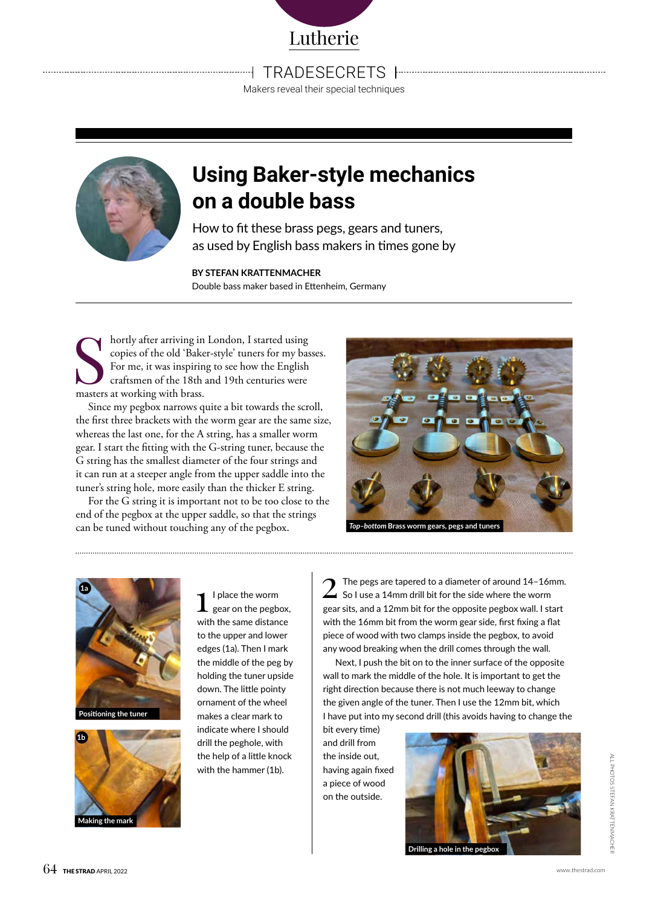Lutherie

TRADESECRETS

Makers reveal their special techniques

# Using Baker-style mechanics on a double bass

How to fit these brass pegs, gears and tuners, as used by English bass makers in times gone by

**BY STEFAN KRATTENMACHER**
Double bass maker based in Ettenheim, Germany

Shortly after arriving in London, I started using copies of the old 'Baker-style' tuners for my basses. For me, it was inspiring to see how the English craftsmen of the 18th and 19th centuries were masters at working with brass.

Since my pegbox narrows quite a bit towards the scroll, the first three brackets with the worm gear are the same size, whereas the last one, for the A string, has a smaller worm gear. I start the fitting with the G-string tuner, because the G string has the smallest diameter of the four strings and it can run at a steeper angle from the upper saddle into the tuner's string hole, more easily than the thicker E string.

For the G string it is important not to be too close to the end of the pegbox at the upper saddle, so that the strings can be tuned without touching any of the pegbox.

*Top–bottom* Brass worm gears, pegs and tuners

**1** I place the worm gear on the pegbox, with the same distance to the upper and lower edges (1a). Then I mark the middle of the peg by holding the tuner upside down. The little pointy ornament of the wheel makes a clear mark to indicate where I should drill the peghole, with the help of a little knock with the hammer (1b).

1a Positioning the tuner

1b Making the mark

**2** The pegs are tapered to a diameter of around 14–16mm. So I use a 14mm drill bit for the side where the worm gear sits, and a 12mm bit for the opposite pegbox wall. I start with the 16mm bit from the worm gear side, first fixing a flat piece of wood with two clamps inside the pegbox, to avoid any wood breaking when the drill comes through the wall.

Next, I push the bit on to the inner surface of the opposite wall to mark the middle of the hole. It is important to get the right direction because there is not much leeway to change the given angle of the tuner. Then I use the 12mm bit, which I have put into my second drill (this avoids having to change the bit every time) and drill from the inside out, having again fixed a piece of wood on the outside.

Drilling a hole in the pegbox

ALL PHOTOS STEFAN KRATTENMACHER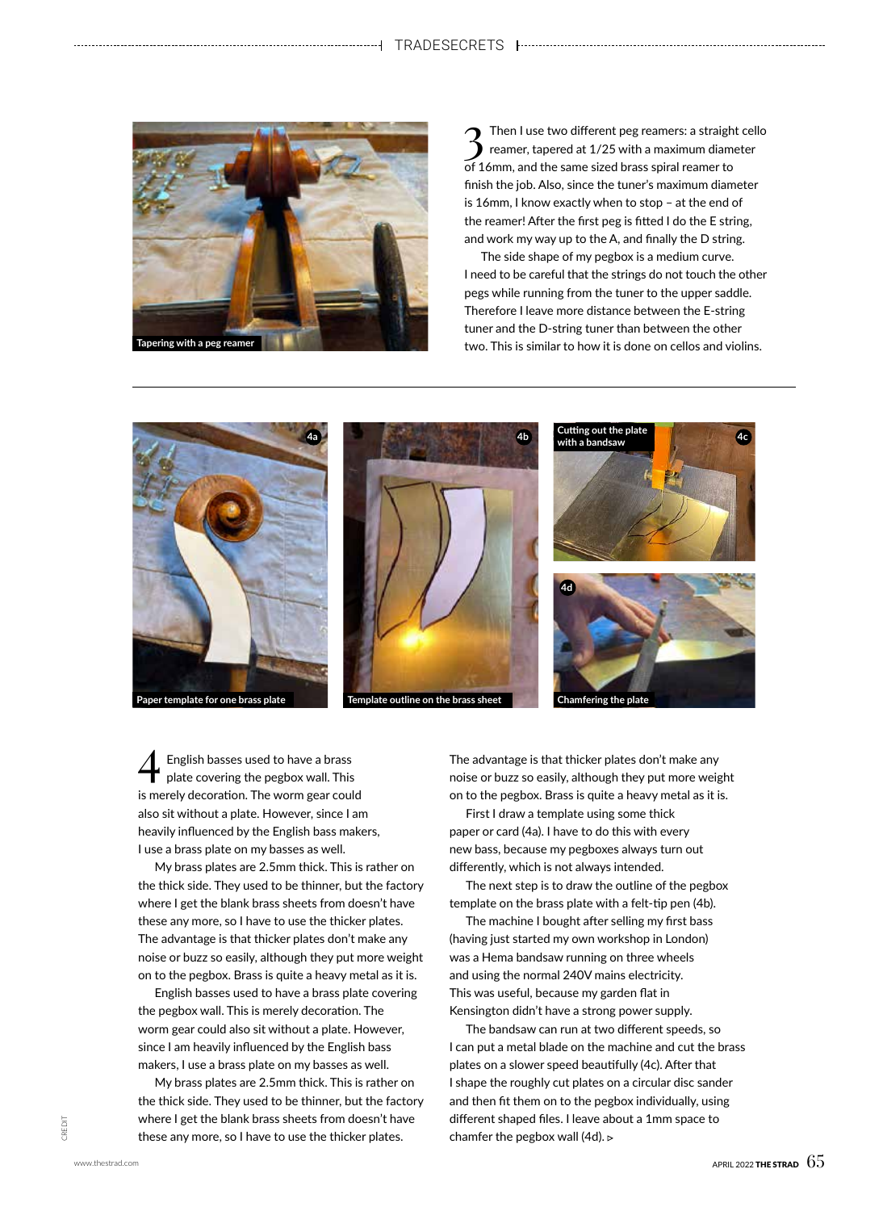Tapering with a peg reamer

3 Then I use two different peg reamers: a straight cello reamer, tapered at 1/25 with a maximum diameter of 16mm, and the same sized brass spiral reamer to finish the job. Also, since the tuner's maximum diameter is 16mm, I know exactly when to stop – at the end of the reamer! After the first peg is fitted I do the E string, and work my way up to the A, and finally the D string.

The side shape of my pegbox is a medium curve. I need to be careful that the strings do not touch the other pegs while running from the tuner to the upper saddle. Therefore I leave more distance between the E-string tuner and the D-string tuner than between the other two. This is similar to how it is done on cellos and violins.

4a Paper template for one brass plate

4b Template outline on the brass sheet

4c Cutting out the plate with a bandsaw

4d Chamfering the plate

4 English basses used to have a brass plate covering the pegbox wall. This is merely decoration. The worm gear could also sit without a plate. However, since I am heavily influenced by the English bass makers, I use a brass plate on my basses as well.

My brass plates are 2.5mm thick. This is rather on the thick side. They used to be thinner, but the factory where I get the blank brass sheets from doesn't have these any more, so I have to use the thicker plates. The advantage is that thicker plates don't make any noise or buzz so easily, although they put more weight on to the pegbox. Brass is quite a heavy metal as it is.

English basses used to have a brass plate covering the pegbox wall. This is merely decoration. The worm gear could also sit without a plate. However, since I am heavily influenced by the English bass makers, I use a brass plate on my basses as well.

My brass plates are 2.5mm thick. This is rather on the thick side. They used to be thinner, but the factory where I get the blank brass sheets from doesn't have these any more, so I have to use the thicker plates. The advantage is that thicker plates don't make any noise or buzz so easily, although they put more weight on to the pegbox. Brass is quite a heavy metal as it is.

First I draw a template using some thick paper or card (4a). I have to do this with every new bass, because my pegboxes always turn out differently, which is not always intended.

The next step is to draw the outline of the pegbox template on the brass plate with a felt-tip pen (4b).

The machine I bought after selling my first bass (having just started my own workshop in London) was a Hema bandsaw running on three wheels and using the normal 240V mains electricity. This was useful, because my garden flat in Kensington didn't have a strong power supply.

The bandsaw can run at two different speeds, so I can put a metal blade on the machine and cut the brass plates on a slower speed beautifully (4c). After that I shape the roughly cut plates on a circular disc sander and then fit them on to the pegbox individually, using different shaped files. I leave about a 1mm space to chamfer the pegbox wall (4d). ▹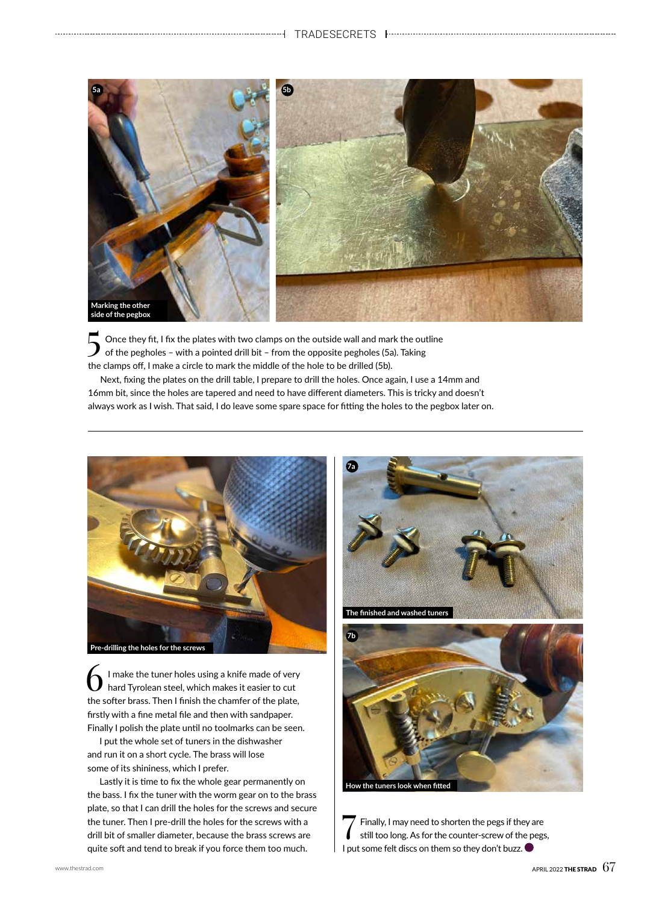Marking the other side of the pegbox

5 Once they fit, I fix the plates with two clamps on the outside wall and mark the outline of the pegholes – with a pointed drill bit – from the opposite pegholes (5a). Taking the clamps off, I make a circle to mark the middle of the hole to be drilled (5b).

Next, fixing the plates on the drill table, I prepare to drill the holes. Once again, I use a 14mm and 16mm bit, since the holes are tapered and need to have different diameters. This is tricky and doesn't always work as I wish. That said, I do leave some spare space for fitting the holes to the pegbox later on.

---

Pre-drilling the holes for the screws

6 I make the tuner holes using a knife made of very hard Tyrolean steel, which makes it easier to cut the softer brass. Then I finish the chamfer of the plate, firstly with a fine metal file and then with sandpaper. Finally I polish the plate until no toolmarks can be seen.

I put the whole set of tuners in the dishwasher and run it on a short cycle. The brass will lose some of its shininess, which I prefer.

Lastly it is time to fix the whole gear permanently on the bass. I fix the tuner with the worm gear on to the brass plate, so that I can drill the holes for the screws and secure the tuner. Then I pre-drill the holes for the screws with a drill bit of smaller diameter, because the brass screws are quite soft and tend to break if you force them too much.

The finished and washed tuners

How the tuners look when fitted

7 Finally, I may need to shorten the pegs if they are still too long. As for the counter-screw of the pegs, I put some felt discs on them so they don't buzz.